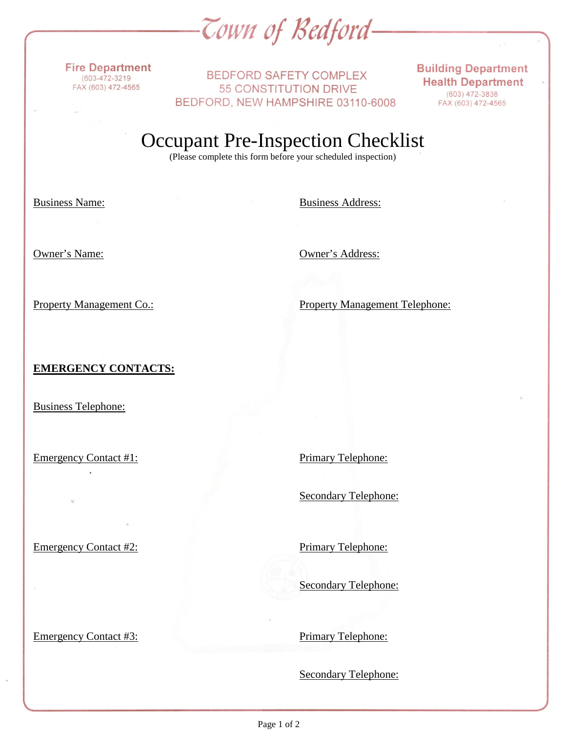# Town of Bedford

**Fire Department**
(603-472-3219
FAX (603) 472-4565

BEDFORD SAFETY COMPLEX
55 CONSTITUTION DRIVE
BEDFORD, NEW HAMPSHIRE 03110-6008

**Building Department**
**Health Department**
(603) 472-3838
FAX (603) 472-4565

## Occupant Pre-Inspection Checklist

(Please complete this form before your scheduled inspection)

Business Name:

Business Address:

Owner's Name:

Owner's Address:

Property Management Co.:

Property Management Telephone:

**EMERGENCY CONTACTS:**

Business Telephone:

Emergency Contact #1:

Primary Telephone:

Secondary Telephone:

Emergency Contact #2:

Primary Telephone:

Secondary Telephone:

Emergency Contact #3:

Primary Telephone:

Secondary Telephone: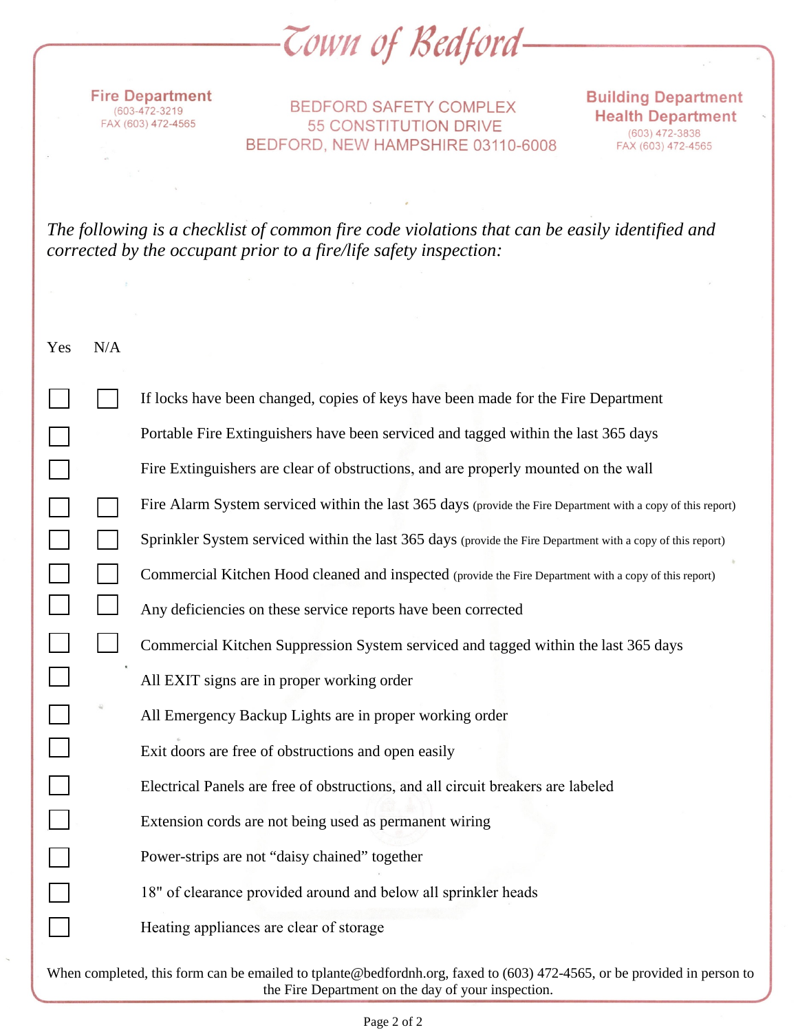# Town of Bedford

**Fire Department**
(603-472-3219
FAX (603) 472-4565

BEDFORD SAFETY COMPLEX
55 CONSTITUTION DRIVE
BEDFORD, NEW HAMPSHIRE 03110-6008

**Building Department**
**Health Department**
(603) 472-3838
FAX (603) 472-4565

*The following is a checklist of common fire code violations that can be easily identified and corrected by the occupant prior to a fire/life safety inspection:*

| Yes | N/A | |
|---|---|---|
| ☐ | ☐ | If locks have been changed, copies of keys have been made for the Fire Department |
| ☐ | | Portable Fire Extinguishers have been serviced and tagged within the last 365 days |
| ☐ | | Fire Extinguishers are clear of obstructions, and are properly mounted on the wall |
| ☐ | ☐ | Fire Alarm System serviced within the last 365 days (provide the Fire Department with a copy of this report) |
| ☐ | ☐ | Sprinkler System serviced within the last 365 days (provide the Fire Department with a copy of this report) |
| ☐ | ☐ | Commercial Kitchen Hood cleaned and inspected (provide the Fire Department with a copy of this report) |
| ☐ | ☐ | Any deficiencies on these service reports have been corrected |
| ☐ | ☐ | Commercial Kitchen Suppression System serviced and tagged within the last 365 days |
| ☐ | | All EXIT signs are in proper working order |
| ☐ | | All Emergency Backup Lights are in proper working order |
| ☐ | | Exit doors are free of obstructions and open easily |
| ☐ | | Electrical Panels are free of obstructions, and all circuit breakers are labeled |
| ☐ | | Extension cords are not being used as permanent wiring |
| ☐ | | Power-strips are not "daisy chained" together |
| ☐ | | 18" of clearance provided around and below all sprinkler heads |
| ☐ | | Heating appliances are clear of storage |

When completed, this form can be emailed to tplante@bedfordnh.org, faxed to (603) 472-4565, or be provided in person to the Fire Department on the day of your inspection.